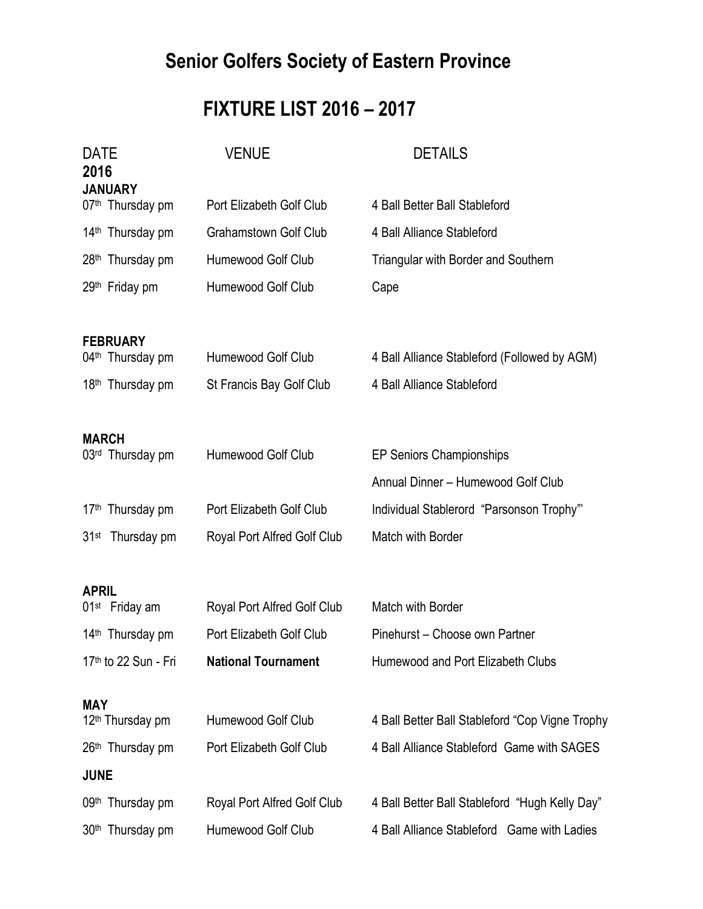# Senior Golfers Society of Eastern Province

## FIXTURE LIST 2016 – 2017

| DATE | VENUE | DETAILS |
|---|---|---|
| **2016** | | |
| **JANUARY** | | |
| 07th Thursday pm | Port Elizabeth Golf Club | 4 Ball Better Ball Stableford |
| 14th Thursday pm | Grahamstown Golf Club | 4 Ball Alliance Stableford |
| 28th Thursday pm | Humewood Golf Club | Triangular with Border and Southern |
| 29th Friday pm | Humewood Golf Club | Cape |
| **FEBRUARY** | | |
| 04th Thursday pm | Humewood Golf Club | 4 Ball Alliance Stableford (Followed by AGM) |
| 18th Thursday pm | St Francis Bay Golf Club | 4 Ball Alliance Stableford |
| **MARCH** | | |
| 03rd Thursday pm | Humewood Golf Club | EP Seniors Championships |
| | | Annual Dinner – Humewood Golf Club |
| 17th Thursday pm | Port Elizabeth Golf Club | Individual Stablerord "Parsonson Trophy"' |
| 31st Thursday pm | Royal Port Alfred Golf Club | Match with Border |
| **APRIL** | | |
| 01st Friday am | Royal Port Alfred Golf Club | Match with Border |
| 14th Thursday pm | Port Elizabeth Golf Club | Pinehurst – Choose own Partner |
| 17th to 22 Sun - Fri | **National Tournament** | Humewood and Port Elizabeth Clubs |
| **MAY** | | |
| 12th Thursday pm | Humewood Golf Club | 4 Ball Better Ball Stableford "Cop Vigne Trophy |
| 26th Thursday pm | Port Elizabeth Golf Club | 4 Ball Alliance Stableford Game with SAGES |
| **JUNE** | | |
| 09th Thursday pm | Royal Port Alfred Golf Club | 4 Ball Better Ball Stableford "Hugh Kelly Day" |
| 30th Thursday pm | Humewood Golf Club | 4 Ball Alliance Stableford Game with Ladies |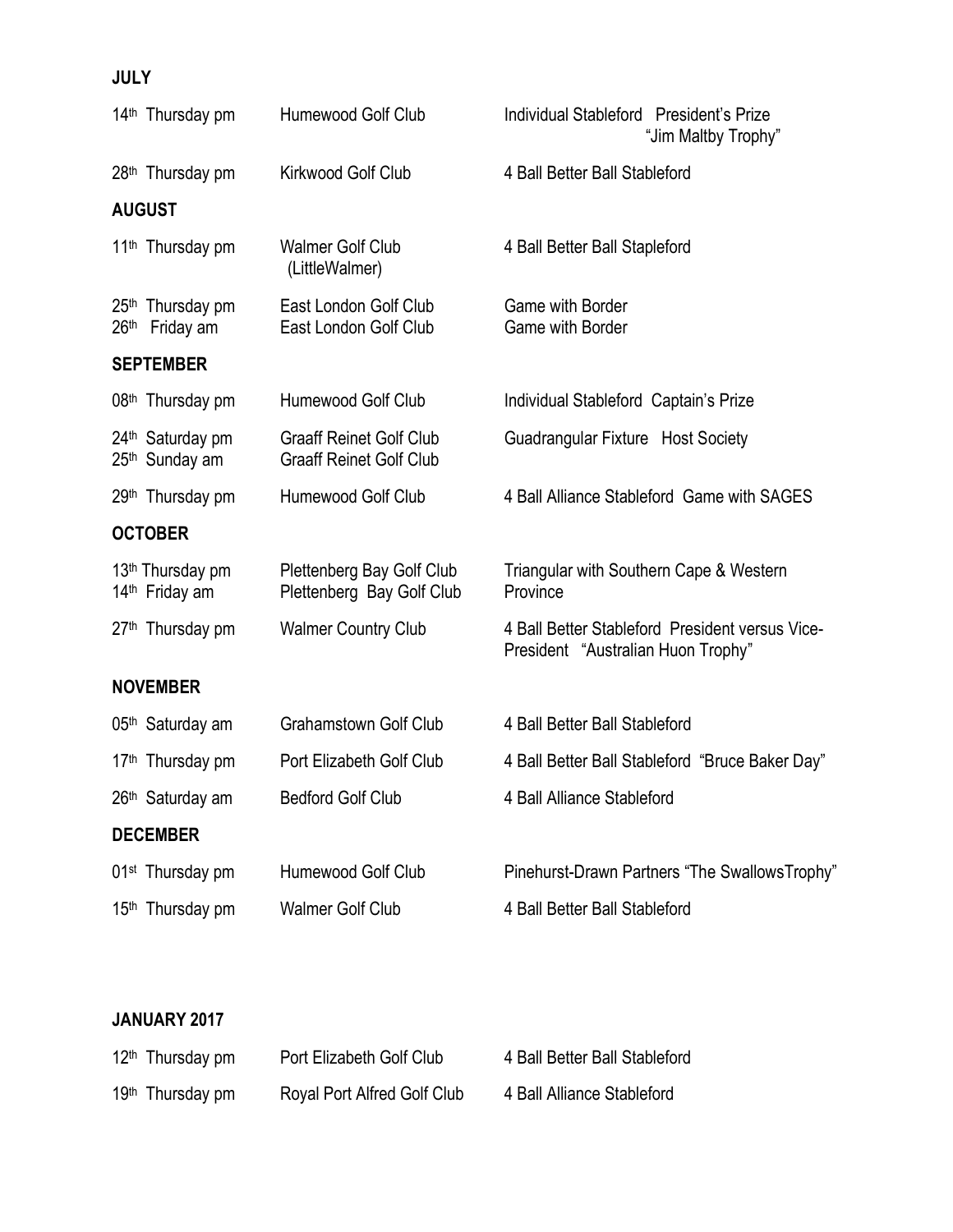**JULY**

| | | |
|---|---|---|
| 14th Thursday pm | Humewood Golf Club | Individual Stableford President's Prize "Jim Maltby Trophy" |
| 28th Thursday pm | Kirkwood Golf Club | 4 Ball Better Ball Stableford |

**AUGUST**

| | | |
|---|---|---|
| 11th Thursday pm | Walmer Golf Club (LittleWalmer) | 4 Ball Better Ball Stapleford |
| 25th Thursday pm | East London Golf Club | Game with Border |
| 26th Friday am | East London Golf Club | Game with Border |

**SEPTEMBER**

| | | |
|---|---|---|
| 08th Thursday pm | Humewood Golf Club | Individual Stableford Captain's Prize |
| 24th Saturday pm | Graaff Reinet Golf Club | Guadrangular Fixture Host Society |
| 25th Sunday am | Graaff Reinet Golf Club | |
| 29th Thursday pm | Humewood Golf Club | 4 Ball Alliance Stableford Game with SAGES |

**OCTOBER**

| | | |
|---|---|---|
| 13th Thursday pm | Plettenberg Bay Golf Club | Triangular with Southern Cape & Western Province |
| 14th Friday am | Plettenberg Bay Golf Club | |
| 27th Thursday pm | Walmer Country Club | 4 Ball Better Stableford President versus Vice-President "Australian Huon Trophy" |

**NOVEMBER**

| | | |
|---|---|---|
| 05th Saturday am | Grahamstown Golf Club | 4 Ball Better Ball Stableford |
| 17th Thursday pm | Port Elizabeth Golf Club | 4 Ball Better Ball Stableford "Bruce Baker Day" |
| 26th Saturday am | Bedford Golf Club | 4 Ball Alliance Stableford |

**DECEMBER**

| | | |
|---|---|---|
| 01st Thursday pm | Humewood Golf Club | Pinehurst-Drawn Partners "The SwallowsTrophy" |
| 15th Thursday pm | Walmer Golf Club | 4 Ball Better Ball Stableford |

**JANUARY 2017**

| | | |
|---|---|---|
| 12th Thursday pm | Port Elizabeth Golf Club | 4 Ball Better Ball Stableford |
| 19th Thursday pm | Royal Port Alfred Golf Club | 4 Ball Alliance Stableford |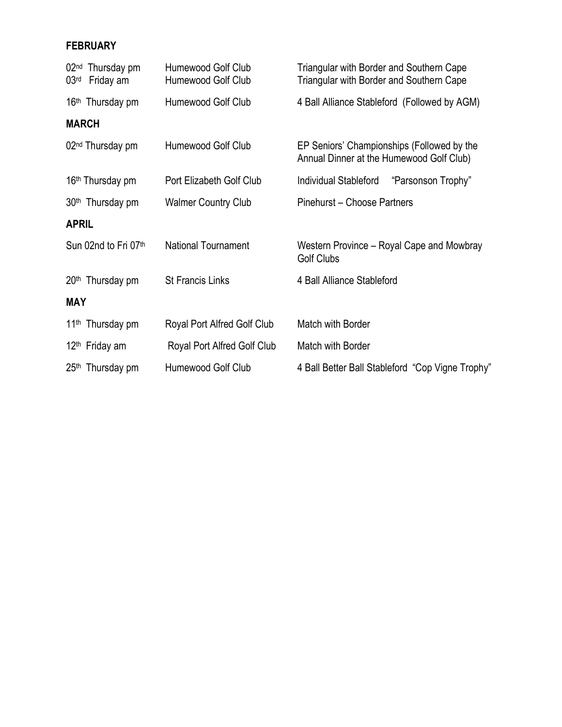## FEBRUARY

| | | |
|---|---|---|
| 02nd Thursday pm<br>03rd Friday am | Humewood Golf Club<br>Humewood Golf Club | Triangular with Border and Southern Cape<br>Triangular with Border and Southern Cape |
| 16th Thursday pm | Humewood Golf Club | 4 Ball Alliance Stableford (Followed by AGM) |

## MARCH

| | | |
|---|---|---|
| 02nd Thursday pm | Humewood Golf Club | EP Seniors' Championships (Followed by the Annual Dinner at the Humewood Golf Club) |
| 16th Thursday pm | Port Elizabeth Golf Club | Individual Stableford "Parsonson Trophy" |
| 30th Thursday pm | Walmer Country Club | Pinehurst – Choose Partners |

## APRIL

| | | |
|---|---|---|
| Sun 02nd to Fri 07th | National Tournament | Western Province – Royal Cape and Mowbray Golf Clubs |
| 20th Thursday pm | St Francis Links | 4 Ball Alliance Stableford |

## MAY

| | | |
|---|---|---|
| 11th Thursday pm | Royal Port Alfred Golf Club | Match with Border |
| 12th Friday am | Royal Port Alfred Golf Club | Match with Border |
| 25th Thursday pm | Humewood Golf Club | 4 Ball Better Ball Stableford "Cop Vigne Trophy" |